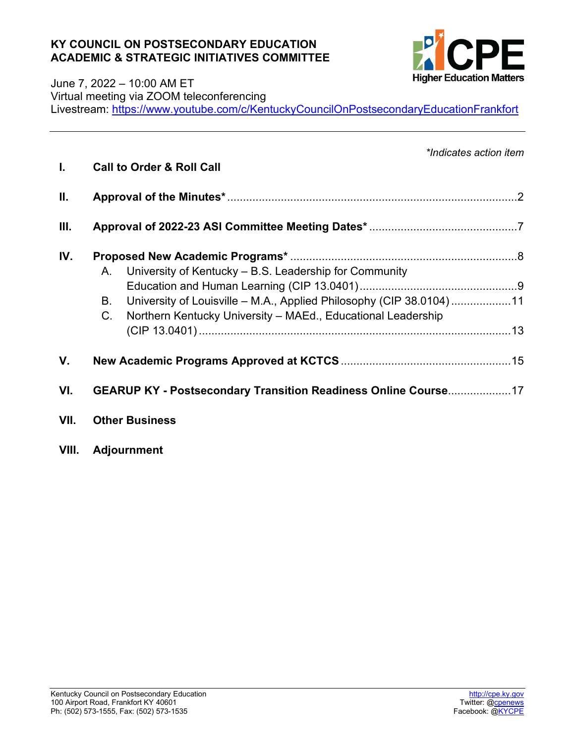# KY COUNCIL ON POSTSECONDARY EDUCATION
## ACADEMIC & STRATEGIC INITIATIVES COMMITTEE

June 7, 2022 – 10:00 AM ET
Virtual meeting via ZOOM teleconferencing
Livestream: https://www.youtube.com/c/KentuckyCouncilOnPostsecondaryEducationFrankfort

---

*\*Indicates action item*

**I. Call to Order & Roll Call**

**II. Approval of the Minutes\*** .......... 2

**III. Approval of 2022-23 ASI Committee Meeting Dates\*** .......... 7

**IV. Proposed New Academic Programs\*** .......... 8

- A. University of Kentucky – B.S. Leadership for Community Education and Human Learning (CIP 13.0401) .......... 9
- B. University of Louisville – M.A., Applied Philosophy (CIP 38.0104) .......... 11
- C. Northern Kentucky University – MAEd., Educational Leadership (CIP 13.0401) .......... 13

**V. New Academic Programs Approved at KCTCS** .......... 15

**VI. GEARUP KY - Postsecondary Transition Readiness Online Course** .......... 17

**VII. Other Business**

**VIII. Adjournment**

Kentucky Council on Postsecondary Education
100 Airport Road, Frankfort KY 40601
Ph: (502) 573-1555, Fax: (502) 573-1535

http://cpe.ky.gov
Twitter: @cpenews
Facebook: @KYCPE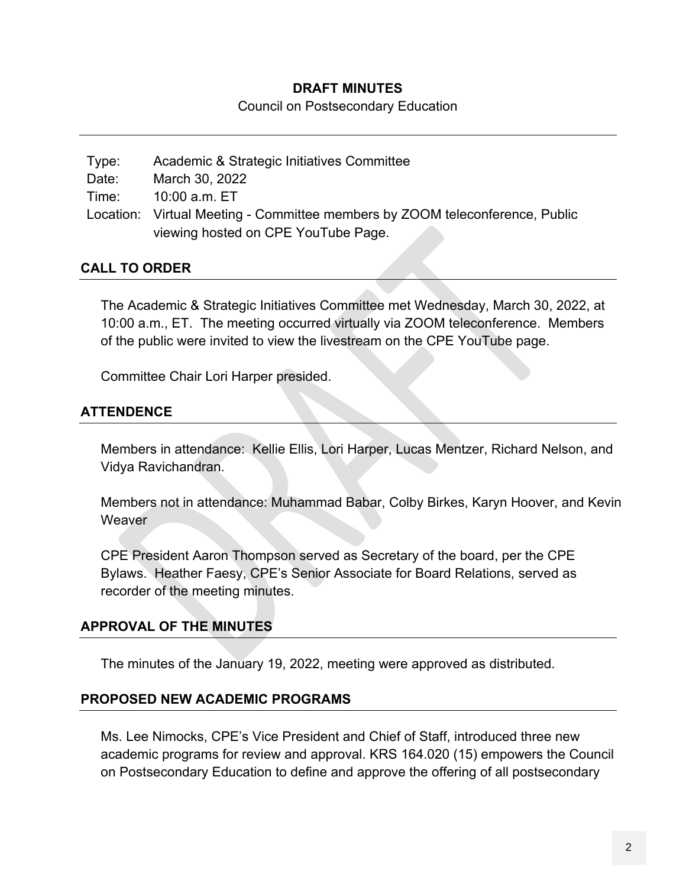**DRAFT MINUTES**

Council on Postsecondary Education

---

Type: Academic & Strategic Initiatives Committee
Date: March 30, 2022
Time: 10:00 a.m. ET
Location: Virtual Meeting - Committee members by ZOOM teleconference, Public viewing hosted on CPE YouTube Page.

## CALL TO ORDER

The Academic & Strategic Initiatives Committee met Wednesday, March 30, 2022, at 10:00 a.m., ET. The meeting occurred virtually via ZOOM teleconference. Members of the public were invited to view the livestream on the CPE YouTube page.

Committee Chair Lori Harper presided.

## ATTENDENCE

Members in attendance: Kellie Ellis, Lori Harper, Lucas Mentzer, Richard Nelson, and Vidya Ravichandran.

Members not in attendance: Muhammad Babar, Colby Birkes, Karyn Hoover, and Kevin Weaver

CPE President Aaron Thompson served as Secretary of the board, per the CPE Bylaws. Heather Faesy, CPE's Senior Associate for Board Relations, served as recorder of the meeting minutes.

## APPROVAL OF THE MINUTES

The minutes of the January 19, 2022, meeting were approved as distributed.

## PROPOSED NEW ACADEMIC PROGRAMS

Ms. Lee Nimocks, CPE's Vice President and Chief of Staff, introduced three new academic programs for review and approval. KRS 164.020 (15) empowers the Council on Postsecondary Education to define and approve the offering of all postsecondary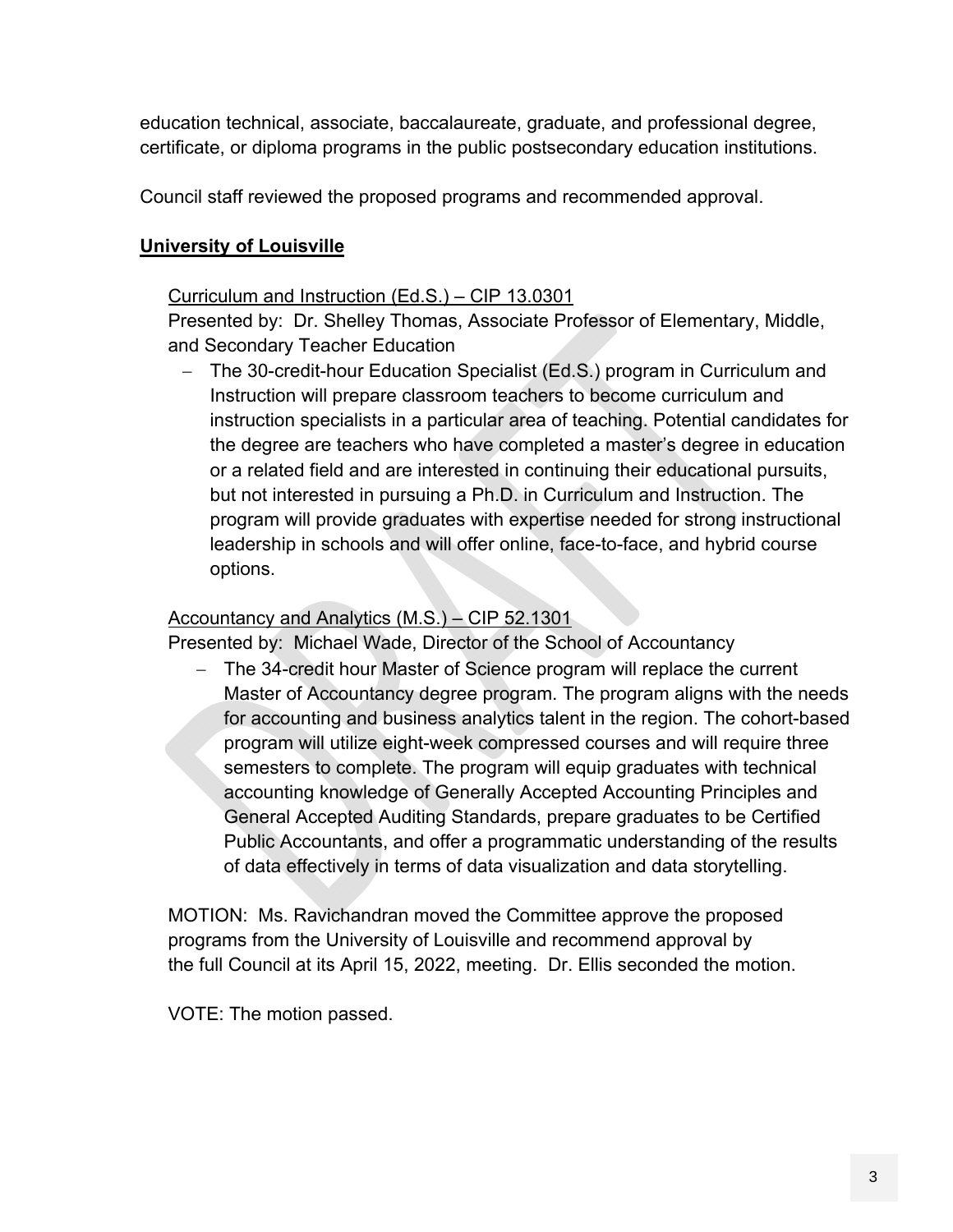education technical, associate, baccalaureate, graduate, and professional degree, certificate, or diploma programs in the public postsecondary education institutions.

Council staff reviewed the proposed programs and recommended approval.

**University of Louisville**

Curriculum and Instruction (Ed.S.) – CIP 13.0301
Presented by: Dr. Shelley Thomas, Associate Professor of Elementary, Middle, and Secondary Teacher Education

- The 30-credit-hour Education Specialist (Ed.S.) program in Curriculum and Instruction will prepare classroom teachers to become curriculum and instruction specialists in a particular area of teaching. Potential candidates for the degree are teachers who have completed a master's degree in education or a related field and are interested in continuing their educational pursuits, but not interested in pursuing a Ph.D. in Curriculum and Instruction. The program will provide graduates with expertise needed for strong instructional leadership in schools and will offer online, face-to-face, and hybrid course options.

Accountancy and Analytics (M.S.) – CIP 52.1301
Presented by: Michael Wade, Director of the School of Accountancy

- The 34-credit hour Master of Science program will replace the current Master of Accountancy degree program. The program aligns with the needs for accounting and business analytics talent in the region. The cohort-based program will utilize eight-week compressed courses and will require three semesters to complete. The program will equip graduates with technical accounting knowledge of Generally Accepted Accounting Principles and General Accepted Auditing Standards, prepare graduates to be Certified Public Accountants, and offer a programmatic understanding of the results of data effectively in terms of data visualization and data storytelling.

MOTION: Ms. Ravichandran moved the Committee approve the proposed programs from the University of Louisville and recommend approval by the full Council at its April 15, 2022, meeting. Dr. Ellis seconded the motion.

VOTE: The motion passed.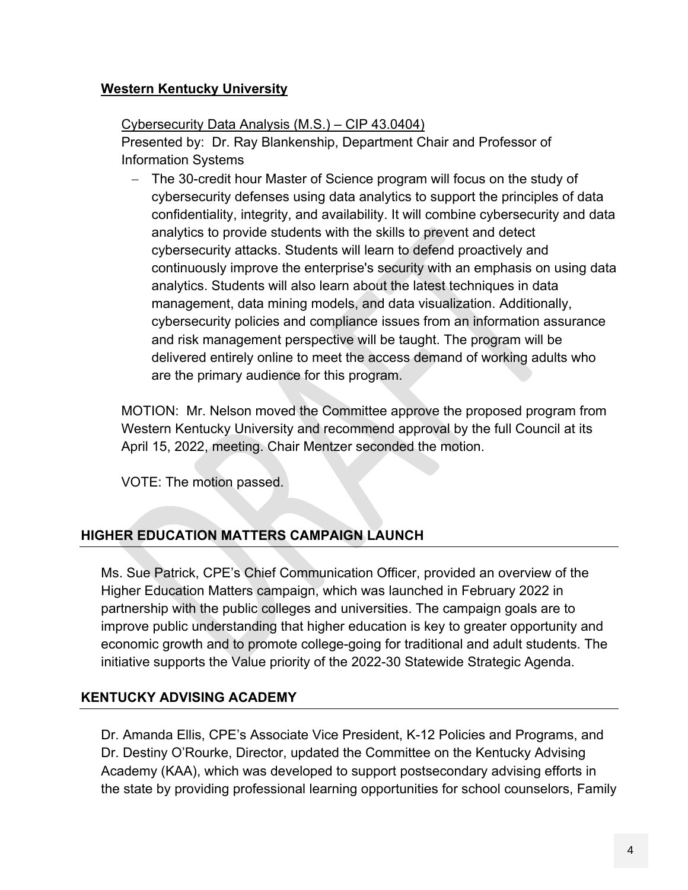**Western Kentucky University**

Cybersecurity Data Analysis (M.S.) – CIP 43.0404)
Presented by: Dr. Ray Blankenship, Department Chair and Professor of Information Systems

- The 30-credit hour Master of Science program will focus on the study of cybersecurity defenses using data analytics to support the principles of data confidentiality, integrity, and availability. It will combine cybersecurity and data analytics to provide students with the skills to prevent and detect cybersecurity attacks. Students will learn to defend proactively and continuously improve the enterprise's security with an emphasis on using data analytics. Students will also learn about the latest techniques in data management, data mining models, and data visualization. Additionally, cybersecurity policies and compliance issues from an information assurance and risk management perspective will be taught. The program will be delivered entirely online to meet the access demand of working adults who are the primary audience for this program.

MOTION: Mr. Nelson moved the Committee approve the proposed program from Western Kentucky University and recommend approval by the full Council at its April 15, 2022, meeting. Chair Mentzer seconded the motion.

VOTE: The motion passed.

## HIGHER EDUCATION MATTERS CAMPAIGN LAUNCH

Ms. Sue Patrick, CPE's Chief Communication Officer, provided an overview of the Higher Education Matters campaign, which was launched in February 2022 in partnership with the public colleges and universities. The campaign goals are to improve public understanding that higher education is key to greater opportunity and economic growth and to promote college-going for traditional and adult students. The initiative supports the Value priority of the 2022-30 Statewide Strategic Agenda.

## KENTUCKY ADVISING ACADEMY

Dr. Amanda Ellis, CPE's Associate Vice President, K-12 Policies and Programs, and Dr. Destiny O'Rourke, Director, updated the Committee on the Kentucky Advising Academy (KAA), which was developed to support postsecondary advising efforts in the state by providing professional learning opportunities for school counselors, Family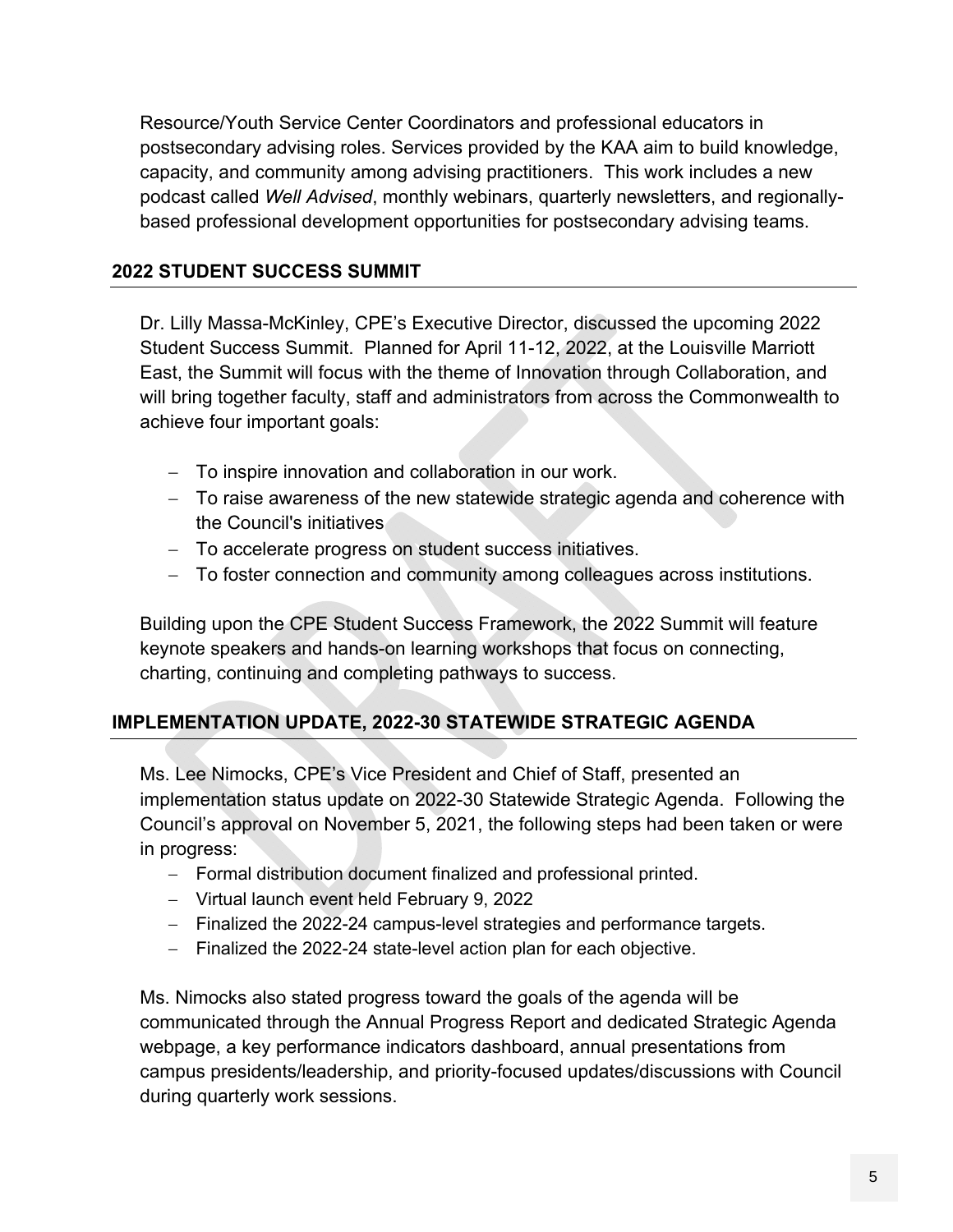Resource/Youth Service Center Coordinators and professional educators in postsecondary advising roles. Services provided by the KAA aim to build knowledge, capacity, and community among advising practitioners. This work includes a new podcast called *Well Advised*, monthly webinars, quarterly newsletters, and regionally-based professional development opportunities for postsecondary advising teams.

## 2022 STUDENT SUCCESS SUMMIT

Dr. Lilly Massa-McKinley, CPE's Executive Director, discussed the upcoming 2022 Student Success Summit. Planned for April 11-12, 2022, at the Louisville Marriott East, the Summit will focus with the theme of Innovation through Collaboration, and will bring together faculty, staff and administrators from across the Commonwealth to achieve four important goals:

- To inspire innovation and collaboration in our work.
- To raise awareness of the new statewide strategic agenda and coherence with the Council's initiatives
- To accelerate progress on student success initiatives.
- To foster connection and community among colleagues across institutions.

Building upon the CPE Student Success Framework, the 2022 Summit will feature keynote speakers and hands-on learning workshops that focus on connecting, charting, continuing and completing pathways to success.

## IMPLEMENTATION UPDATE, 2022-30 STATEWIDE STRATEGIC AGENDA

Ms. Lee Nimocks, CPE's Vice President and Chief of Staff, presented an implementation status update on 2022-30 Statewide Strategic Agenda. Following the Council's approval on November 5, 2021, the following steps had been taken or were in progress:

- Formal distribution document finalized and professional printed.
- Virtual launch event held February 9, 2022
- Finalized the 2022-24 campus-level strategies and performance targets.
- Finalized the 2022-24 state-level action plan for each objective.

Ms. Nimocks also stated progress toward the goals of the agenda will be communicated through the Annual Progress Report and dedicated Strategic Agenda webpage, a key performance indicators dashboard, annual presentations from campus presidents/leadership, and priority-focused updates/discussions with Council during quarterly work sessions.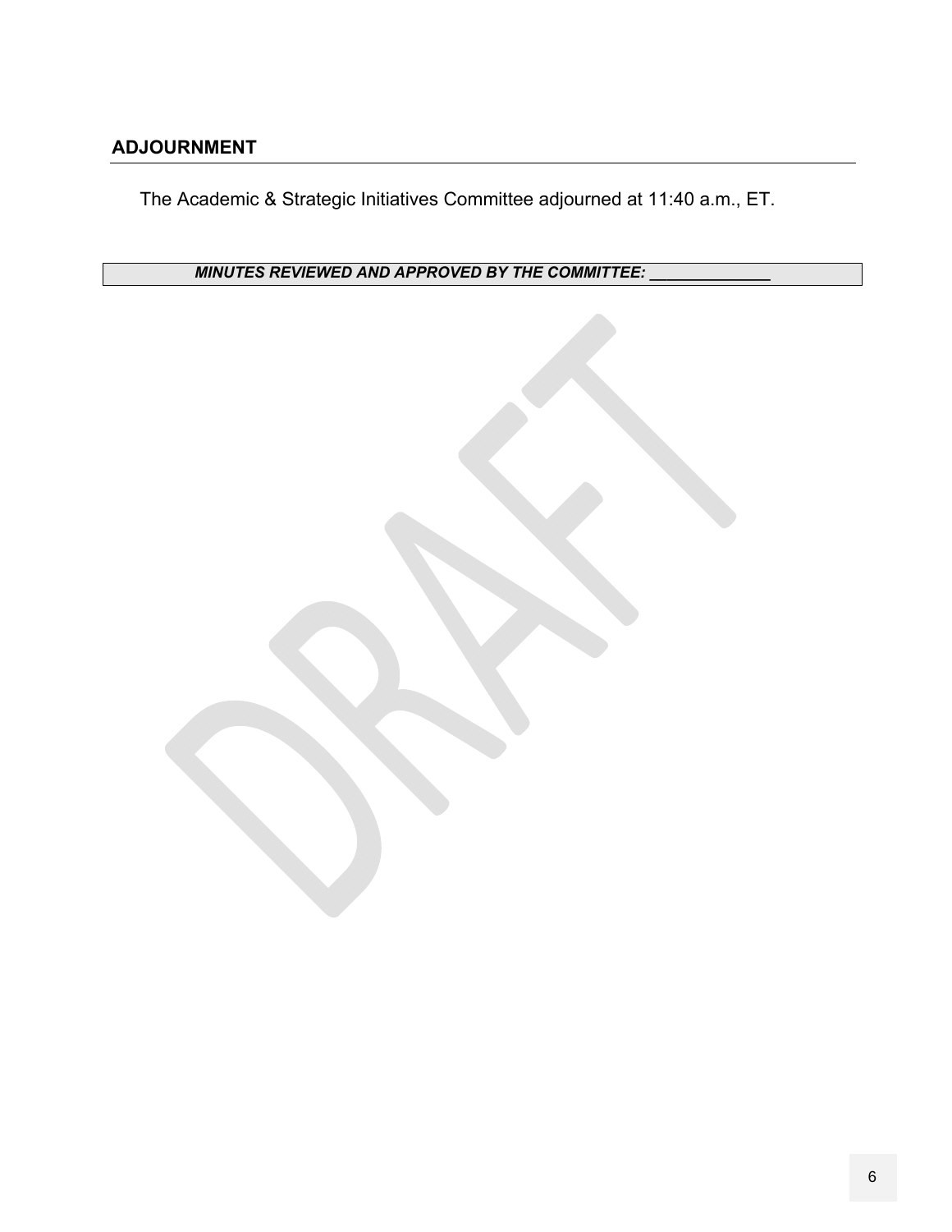## ADJOURNMENT

The Academic & Strategic Initiatives Committee adjourned at 11:40 a.m., ET.

| ***MINUTES REVIEWED AND APPROVED BY THE COMMITTEE: _____________*** |
|---|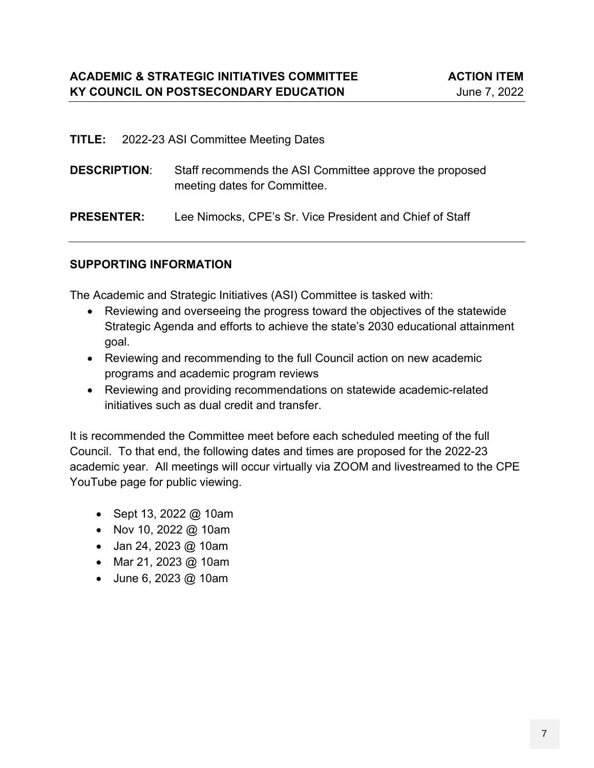**ACADEMIC & STRATEGIC INITIATIVES COMMITTEE** **ACTION ITEM**
**KY COUNCIL ON POSTSECONDARY EDUCATION** June 7, 2022

---

**TITLE:** 2022-23 ASI Committee Meeting Dates

**DESCRIPTION**: Staff recommends the ASI Committee approve the proposed meeting dates for Committee.

**PRESENTER:** Lee Nimocks, CPE's Sr. Vice President and Chief of Staff

---

## SUPPORTING INFORMATION

The Academic and Strategic Initiatives (ASI) Committee is tasked with:

- Reviewing and overseeing the progress toward the objectives of the statewide Strategic Agenda and efforts to achieve the state's 2030 educational attainment goal.
- Reviewing and recommending to the full Council action on new academic programs and academic program reviews
- Reviewing and providing recommendations on statewide academic-related initiatives such as dual credit and transfer.

It is recommended the Committee meet before each scheduled meeting of the full Council. To that end, the following dates and times are proposed for the 2022-23 academic year. All meetings will occur virtually via ZOOM and livestreamed to the CPE YouTube page for public viewing.

- Sept 13, 2022 @ 10am
- Nov 10, 2022 @ 10am
- Jan 24, 2023 @ 10am
- Mar 21, 2023 @ 10am
- June 6, 2023 @ 10am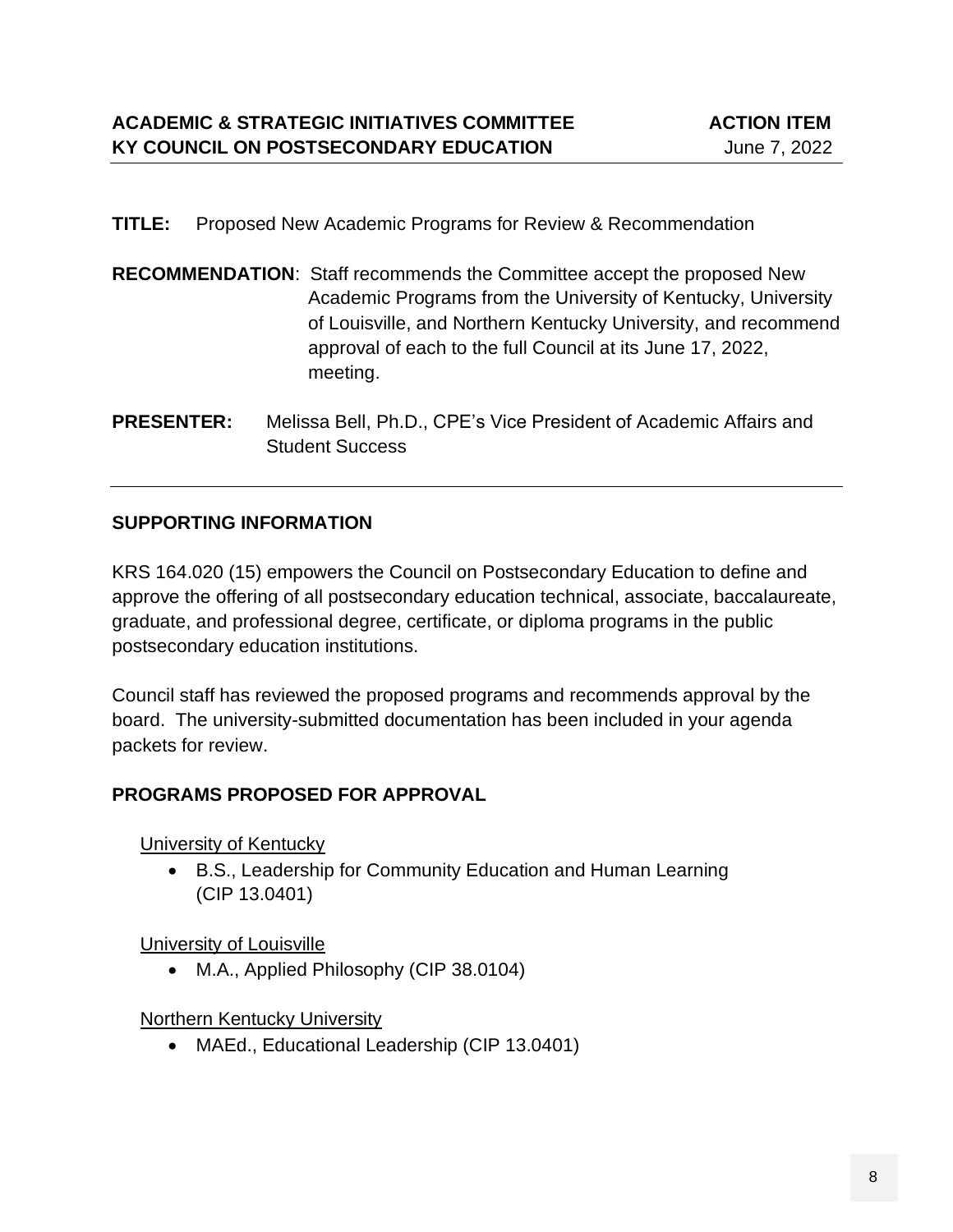**ACADEMIC & STRATEGIC INITIATIVES COMMITTEE** **ACTION ITEM**
**KY COUNCIL ON POSTSECONDARY EDUCATION** June 7, 2022

---

**TITLE:** Proposed New Academic Programs for Review & Recommendation

**RECOMMENDATION**: Staff recommends the Committee accept the proposed New Academic Programs from the University of Kentucky, University of Louisville, and Northern Kentucky University, and recommend approval of each to the full Council at its June 17, 2022, meeting.

**PRESENTER:** Melissa Bell, Ph.D., CPE's Vice President of Academic Affairs and Student Success

---

## SUPPORTING INFORMATION

KRS 164.020 (15) empowers the Council on Postsecondary Education to define and approve the offering of all postsecondary education technical, associate, baccalaureate, graduate, and professional degree, certificate, or diploma programs in the public postsecondary education institutions.

Council staff has reviewed the proposed programs and recommends approval by the board. The university-submitted documentation has been included in your agenda packets for review.

## PROGRAMS PROPOSED FOR APPROVAL

University of Kentucky

- B.S., Leadership for Community Education and Human Learning (CIP 13.0401)

University of Louisville

- M.A., Applied Philosophy (CIP 38.0104)

Northern Kentucky University

- MAEd., Educational Leadership (CIP 13.0401)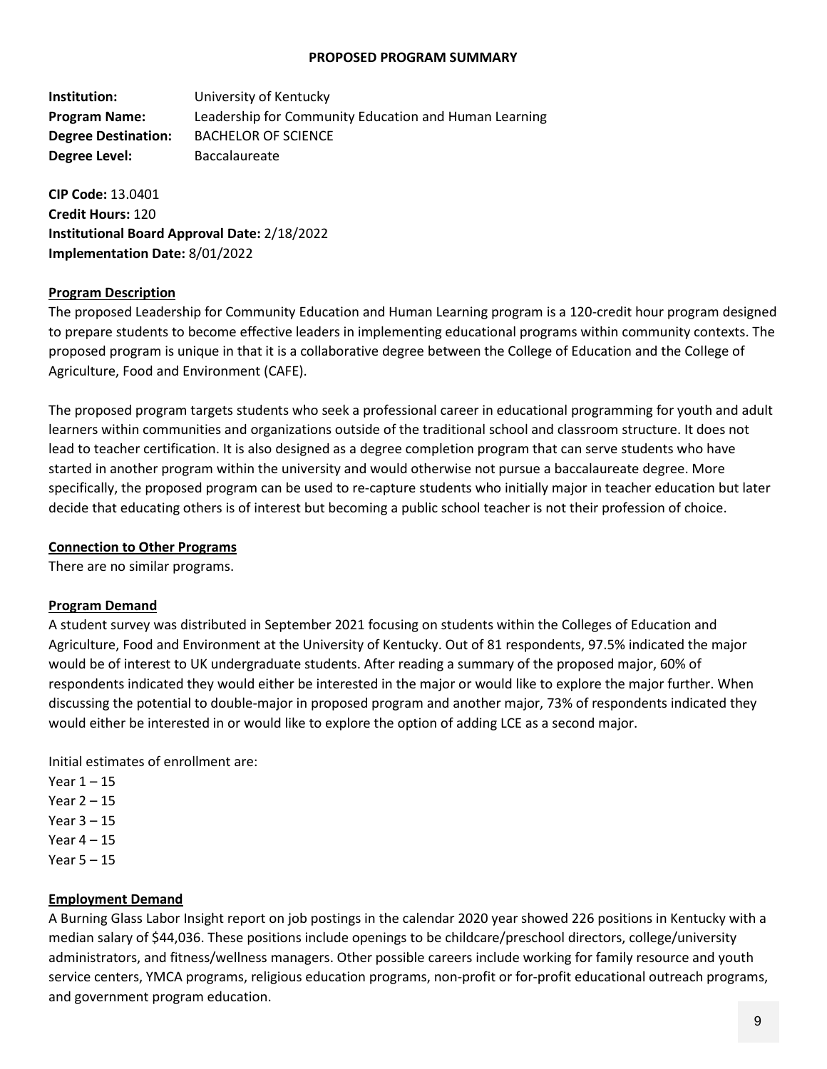# PROPOSED PROGRAM SUMMARY

**Institution:** University of Kentucky
**Program Name:** Leadership for Community Education and Human Learning
**Degree Destination:** BACHELOR OF SCIENCE
**Degree Level:** Baccalaureate

**CIP Code:** 13.0401
**Credit Hours:** 120
**Institutional Board Approval Date:** 2/18/2022
**Implementation Date:** 8/01/2022

## Program Description

The proposed Leadership for Community Education and Human Learning program is a 120-credit hour program designed to prepare students to become effective leaders in implementing educational programs within community contexts. The proposed program is unique in that it is a collaborative degree between the College of Education and the College of Agriculture, Food and Environment (CAFE).

The proposed program targets students who seek a professional career in educational programming for youth and adult learners within communities and organizations outside of the traditional school and classroom structure. It does not lead to teacher certification. It is also designed as a degree completion program that can serve students who have started in another program within the university and would otherwise not pursue a baccalaureate degree. More specifically, the proposed program can be used to re-capture students who initially major in teacher education but later decide that educating others is of interest but becoming a public school teacher is not their profession of choice.

## Connection to Other Programs

There are no similar programs.

## Program Demand

A student survey was distributed in September 2021 focusing on students within the Colleges of Education and Agriculture, Food and Environment at the University of Kentucky. Out of 81 respondents, 97.5% indicated the major would be of interest to UK undergraduate students. After reading a summary of the proposed major, 60% of respondents indicated they would either be interested in the major or would like to explore the major further. When discussing the potential to double-major in proposed program and another major, 73% of respondents indicated they would either be interested in or would like to explore the option of adding LCE as a second major.

Initial estimates of enrollment are:
Year 1 – 15
Year 2 – 15
Year 3 – 15
Year 4 – 15
Year 5 – 15

## Employment Demand

A Burning Glass Labor Insight report on job postings in the calendar 2020 year showed 226 positions in Kentucky with a median salary of $44,036. These positions include openings to be childcare/preschool directors, college/university administrators, and fitness/wellness managers. Other possible careers include working for family resource and youth service centers, YMCA programs, religious education programs, non-profit or for-profit educational outreach programs, and government program education.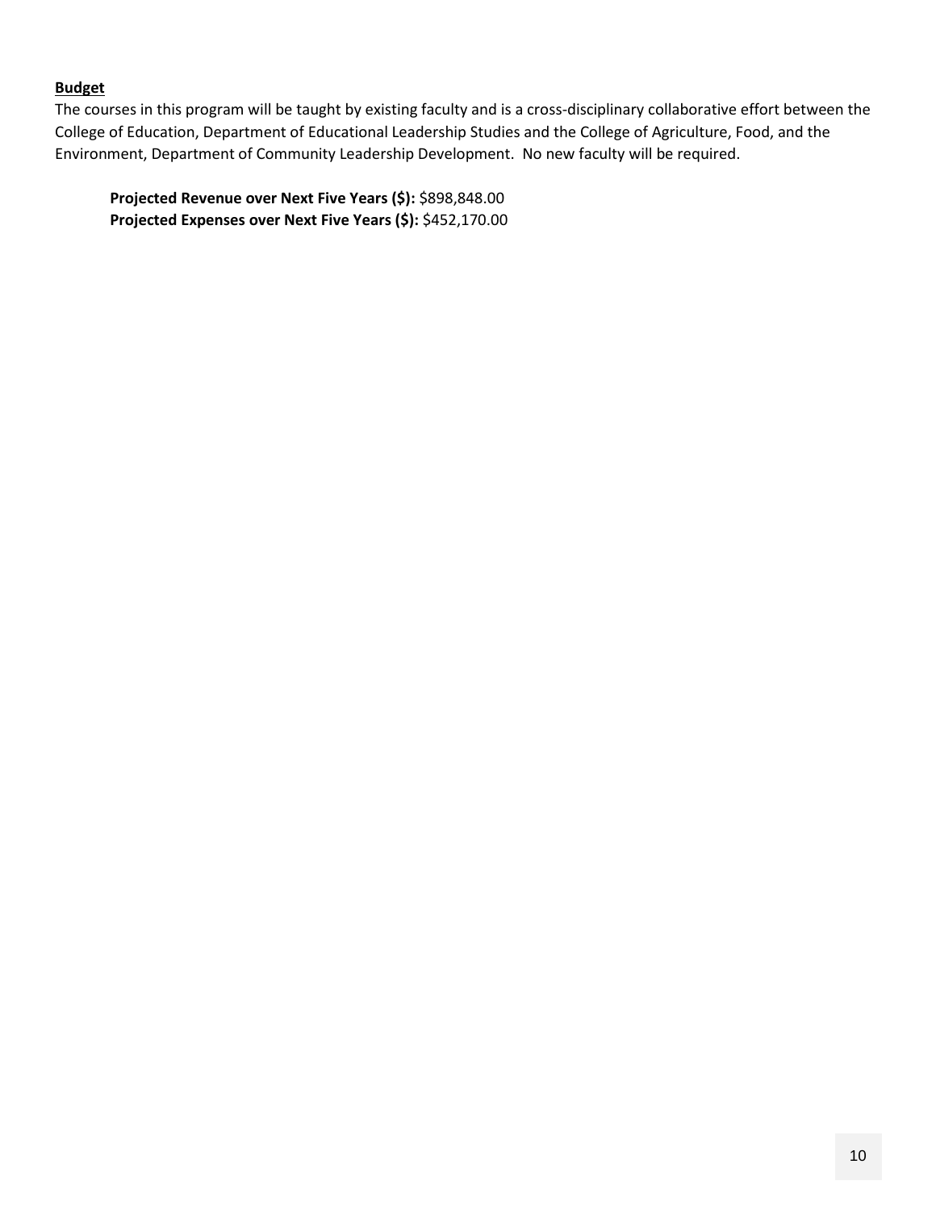**Budget**

The courses in this program will be taught by existing faculty and is a cross-disciplinary collaborative effort between the College of Education, Department of Educational Leadership Studies and the College of Agriculture, Food, and the Environment, Department of Community Leadership Development. No new faculty will be required.

**Projected Revenue over Next Five Years ($):** $898,848.00
**Projected Expenses over Next Five Years ($):** $452,170.00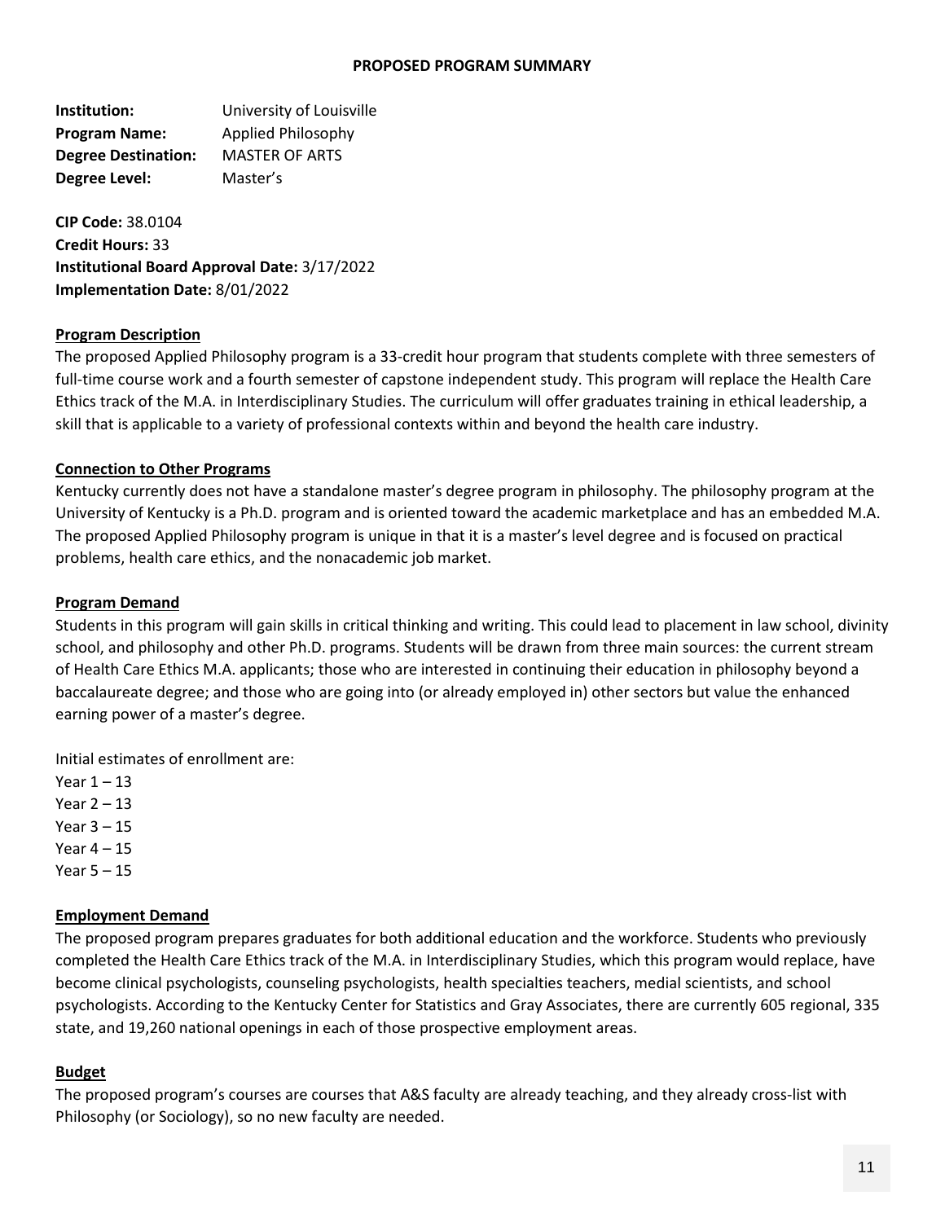**PROPOSED PROGRAM SUMMARY**

**Institution:** University of Louisville
**Program Name:** Applied Philosophy
**Degree Destination:** MASTER OF ARTS
**Degree Level:** Master's

**CIP Code:** 38.0104
**Credit Hours:** 33
**Institutional Board Approval Date:** 3/17/2022
**Implementation Date:** 8/01/2022

**Program Description**

The proposed Applied Philosophy program is a 33-credit hour program that students complete with three semesters of full-time course work and a fourth semester of capstone independent study. This program will replace the Health Care Ethics track of the M.A. in Interdisciplinary Studies. The curriculum will offer graduates training in ethical leadership, a skill that is applicable to a variety of professional contexts within and beyond the health care industry.

**Connection to Other Programs**

Kentucky currently does not have a standalone master's degree program in philosophy. The philosophy program at the University of Kentucky is a Ph.D. program and is oriented toward the academic marketplace and has an embedded M.A. The proposed Applied Philosophy program is unique in that it is a master's level degree and is focused on practical problems, health care ethics, and the nonacademic job market.

**Program Demand**

Students in this program will gain skills in critical thinking and writing. This could lead to placement in law school, divinity school, and philosophy and other Ph.D. programs. Students will be drawn from three main sources: the current stream of Health Care Ethics M.A. applicants; those who are interested in continuing their education in philosophy beyond a baccalaureate degree; and those who are going into (or already employed in) other sectors but value the enhanced earning power of a master's degree.

Initial estimates of enrollment are:
Year 1 – 13
Year 2 – 13
Year 3 – 15
Year 4 – 15
Year 5 – 15

**Employment Demand**

The proposed program prepares graduates for both additional education and the workforce. Students who previously completed the Health Care Ethics track of the M.A. in Interdisciplinary Studies, which this program would replace, have become clinical psychologists, counseling psychologists, health specialties teachers, medial scientists, and school psychologists. According to the Kentucky Center for Statistics and Gray Associates, there are currently 605 regional, 335 state, and 19,260 national openings in each of those prospective employment areas.

**Budget**

The proposed program's courses are courses that A&S faculty are already teaching, and they already cross-list with Philosophy (or Sociology), so no new faculty are needed.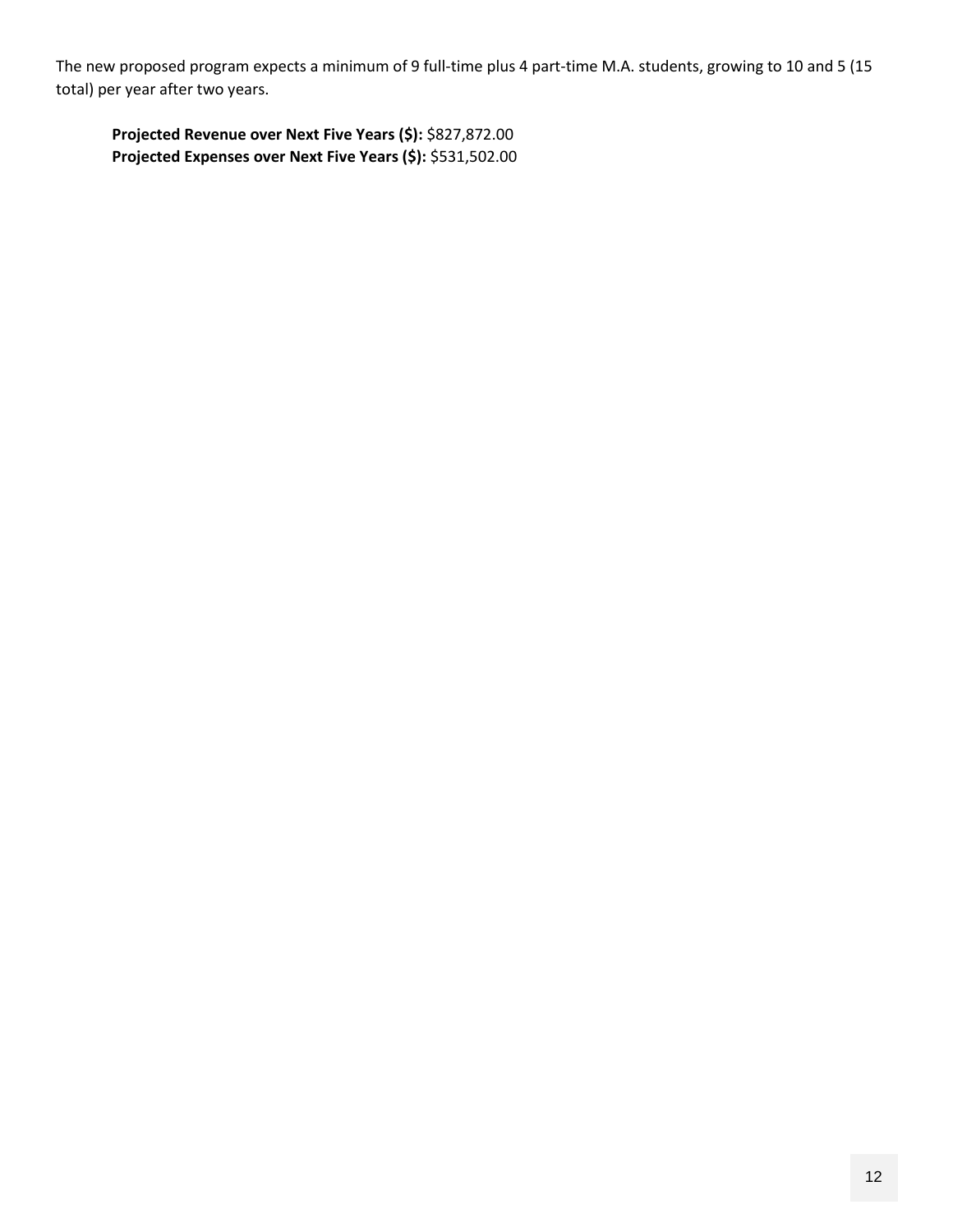The new proposed program expects a minimum of 9 full-time plus 4 part-time M.A. students, growing to 10 and 5 (15 total) per year after two years.

**Projected Revenue over Next Five Years ($):** $827,872.00
**Projected Expenses over Next Five Years ($):** $531,502.00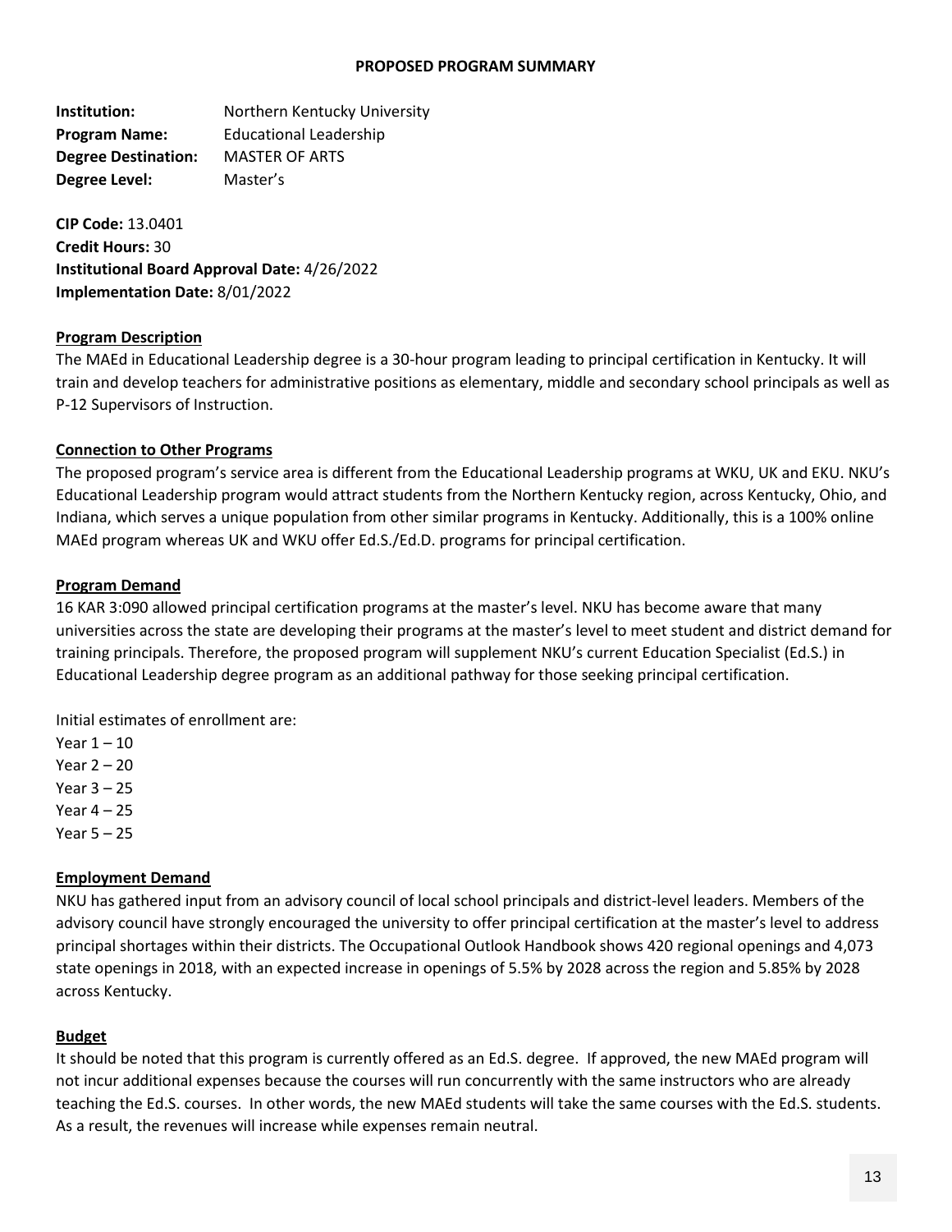**PROPOSED PROGRAM SUMMARY**

**Institution:** Northern Kentucky University
**Program Name:** Educational Leadership
**Degree Destination:** MASTER OF ARTS
**Degree Level:** Master's

**CIP Code:** 13.0401
**Credit Hours:** 30
**Institutional Board Approval Date:** 4/26/2022
**Implementation Date:** 8/01/2022

**Program Description**

The MAEd in Educational Leadership degree is a 30-hour program leading to principal certification in Kentucky. It will train and develop teachers for administrative positions as elementary, middle and secondary school principals as well as P-12 Supervisors of Instruction.

**Connection to Other Programs**

The proposed program's service area is different from the Educational Leadership programs at WKU, UK and EKU. NKU's Educational Leadership program would attract students from the Northern Kentucky region, across Kentucky, Ohio, and Indiana, which serves a unique population from other similar programs in Kentucky. Additionally, this is a 100% online MAEd program whereas UK and WKU offer Ed.S./Ed.D. programs for principal certification.

**Program Demand**

16 KAR 3:090 allowed principal certification programs at the master's level. NKU has become aware that many universities across the state are developing their programs at the master's level to meet student and district demand for training principals. Therefore, the proposed program will supplement NKU's current Education Specialist (Ed.S.) in Educational Leadership degree program as an additional pathway for those seeking principal certification.

Initial estimates of enrollment are:
Year 1 – 10
Year 2 – 20
Year 3 – 25
Year 4 – 25
Year 5 – 25

**Employment Demand**

NKU has gathered input from an advisory council of local school principals and district-level leaders. Members of the advisory council have strongly encouraged the university to offer principal certification at the master's level to address principal shortages within their districts. The Occupational Outlook Handbook shows 420 regional openings and 4,073 state openings in 2018, with an expected increase in openings of 5.5% by 2028 across the region and 5.85% by 2028 across Kentucky.

**Budget**

It should be noted that this program is currently offered as an Ed.S. degree. If approved, the new MAEd program will not incur additional expenses because the courses will run concurrently with the same instructors who are already teaching the Ed.S. courses. In other words, the new MAEd students will take the same courses with the Ed.S. students. As a result, the revenues will increase while expenses remain neutral.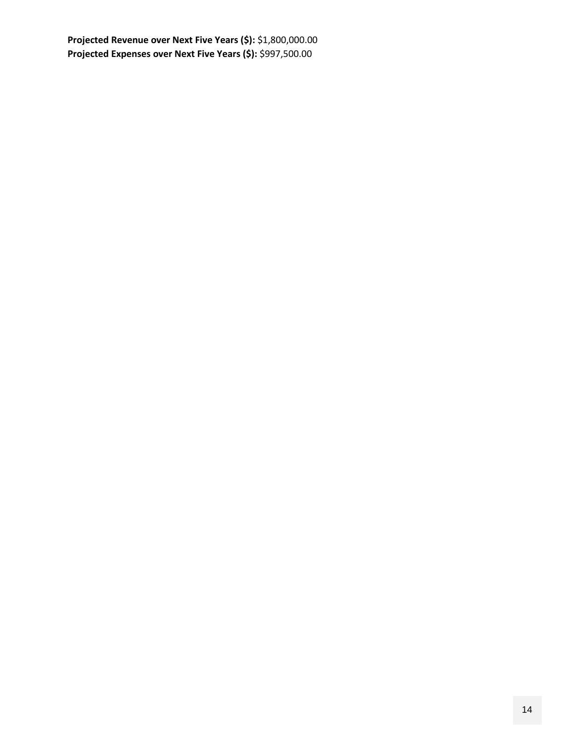**Projected Revenue over Next Five Years ($):** $1,800,000.00
**Projected Expenses over Next Five Years ($):** $997,500.00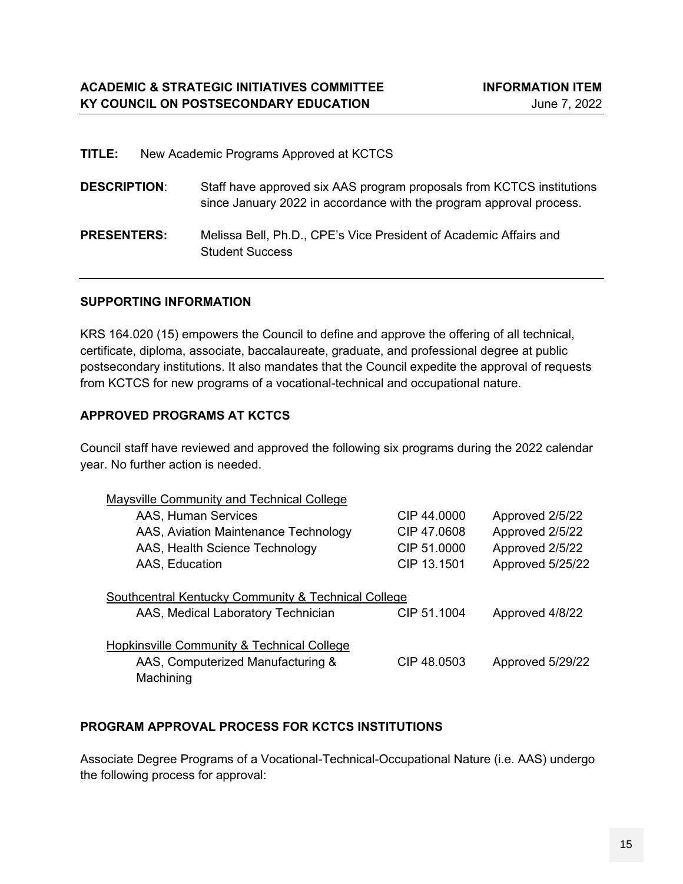**ACADEMIC & STRATEGIC INITIATIVES COMMITTEE** | **INFORMATION ITEM**
**KY COUNCIL ON POSTSECONDARY EDUCATION** | June 7, 2022

**TITLE:** New Academic Programs Approved at KCTCS

**DESCRIPTION**: Staff have approved six AAS program proposals from KCTCS institutions since January 2022 in accordance with the program approval process.

**PRESENTERS:** Melissa Bell, Ph.D., CPE's Vice President of Academic Affairs and Student Success

## SUPPORTING INFORMATION

KRS 164.020 (15) empowers the Council to define and approve the offering of all technical, certificate, diploma, associate, baccalaureate, graduate, and professional degree at public postsecondary institutions. It also mandates that the Council expedite the approval of requests from KCTCS for new programs of a vocational-technical and occupational nature.

## APPROVED PROGRAMS AT KCTCS

Council staff have reviewed and approved the following six programs during the 2022 calendar year. No further action is needed.

| Program | CIP | Approval |
|---|---|---|
| Maysville Community and Technical College | | |
| AAS, Human Services | CIP 44.0000 | Approved 2/5/22 |
| AAS, Aviation Maintenance Technology | CIP 47.0608 | Approved 2/5/22 |
| AAS, Health Science Technology | CIP 51.0000 | Approved 2/5/22 |
| AAS, Education | CIP 13.1501 | Approved 5/25/22 |
| Southcentral Kentucky Community & Technical College | | |
| AAS, Medical Laboratory Technician | CIP 51.1004 | Approved 4/8/22 |
| Hopkinsville Community & Technical College | | |
| AAS, Computerized Manufacturing & Machining | CIP 48.0503 | Approved 5/29/22 |

## PROGRAM APPROVAL PROCESS FOR KCTCS INSTITUTIONS

Associate Degree Programs of a Vocational-Technical-Occupational Nature (i.e. AAS) undergo the following process for approval: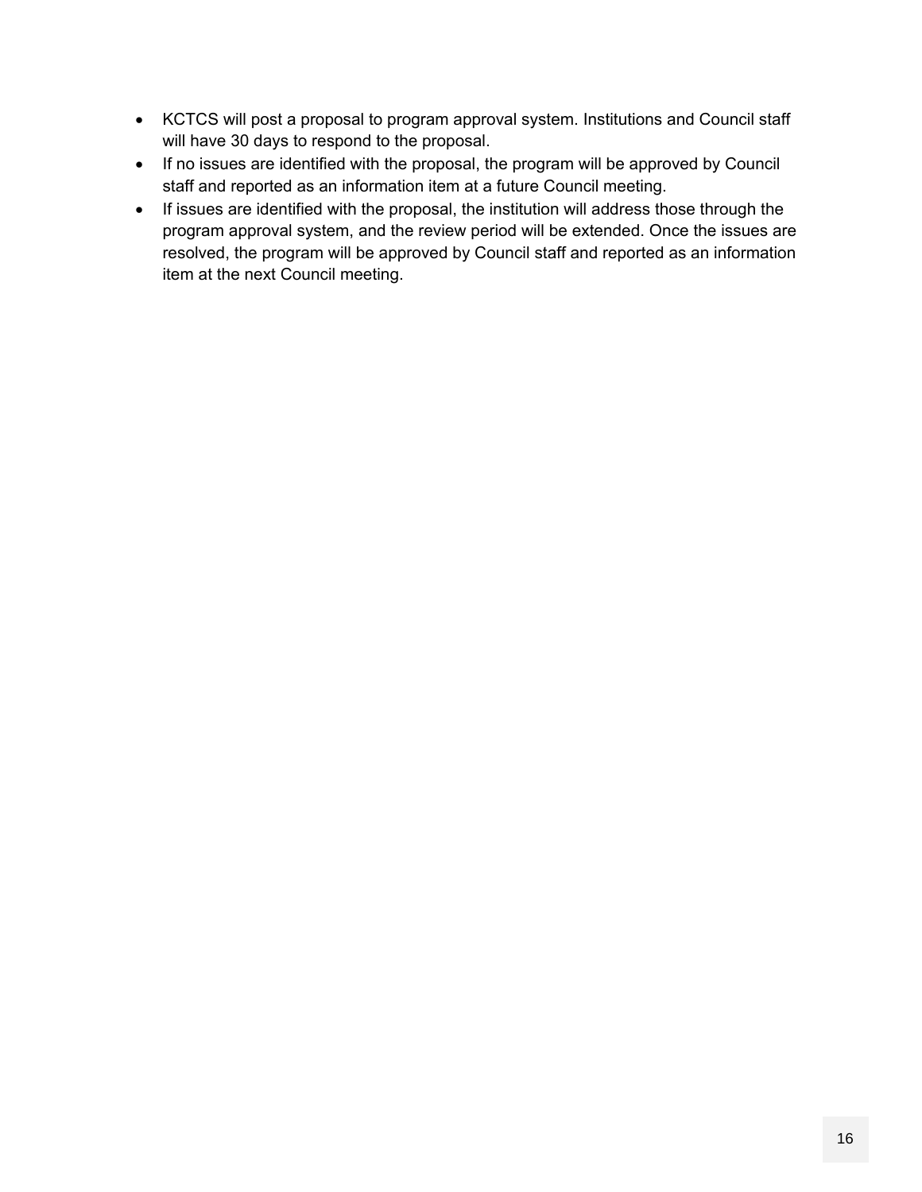- KCTCS will post a proposal to program approval system. Institutions and Council staff will have 30 days to respond to the proposal.
- If no issues are identified with the proposal, the program will be approved by Council staff and reported as an information item at a future Council meeting.
- If issues are identified with the proposal, the institution will address those through the program approval system, and the review period will be extended. Once the issues are resolved, the program will be approved by Council staff and reported as an information item at the next Council meeting.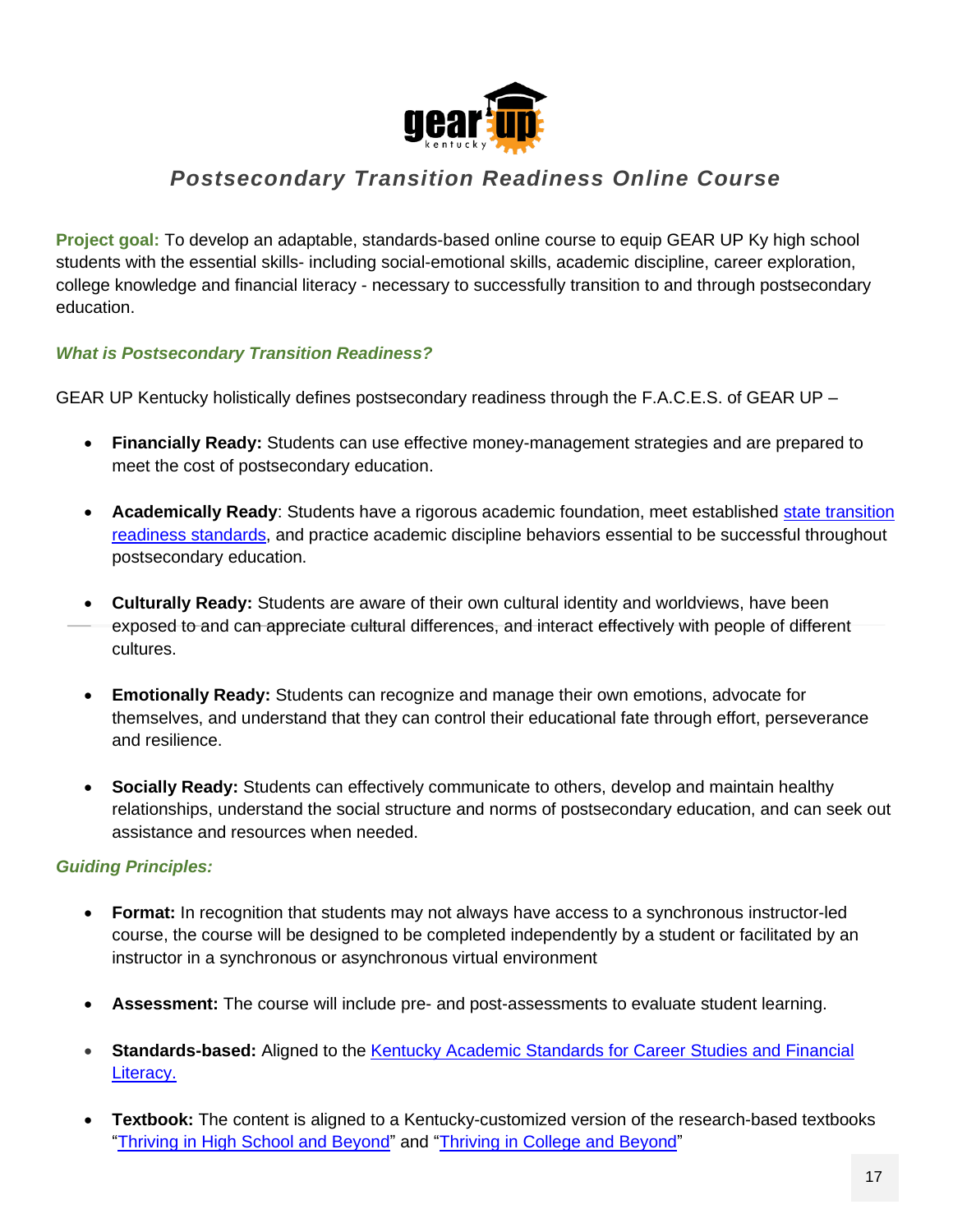# *Postsecondary Transition Readiness Online Course*

**Project goal:** To develop an adaptable, standards-based online course to equip GEAR UP Ky high school students with the essential skills- including social-emotional skills, academic discipline, career exploration, college knowledge and financial literacy - necessary to successfully transition to and through postsecondary education.

### *What is Postsecondary Transition Readiness?*

GEAR UP Kentucky holistically defines postsecondary readiness through the F.A.C.E.S. of GEAR UP –

- **Financially Ready:** Students can use effective money-management strategies and are prepared to meet the cost of postsecondary education.
- **Academically Ready**: Students have a rigorous academic foundation, meet established [state transition readiness standards](), and practice academic discipline behaviors essential to be successful throughout postsecondary education.
- **Culturally Ready:** Students are aware of their own cultural identity and worldviews, have been exposed to and can appreciate cultural differences, and interact effectively with people of different cultures.
- **Emotionally Ready:** Students can recognize and manage their own emotions, advocate for themselves, and understand that they can control their educational fate through effort, perseverance and resilience.
- **Socially Ready:** Students can effectively communicate to others, develop and maintain healthy relationships, understand the social structure and norms of postsecondary education, and can seek out assistance and resources when needed.

### *Guiding Principles:*

- **Format:** In recognition that students may not always have access to a synchronous instructor-led course, the course will be designed to be completed independently by a student or facilitated by an instructor in a synchronous or asynchronous virtual environment
- **Assessment:** The course will include pre- and post-assessments to evaluate student learning.
- **Standards-based:** Aligned to the [Kentucky Academic Standards for Career Studies and Financial Literacy.]()
- **Textbook:** The content is aligned to a Kentucky-customized version of the research-based textbooks "[Thriving in High School and Beyond]()" and "[Thriving in College and Beyond]()"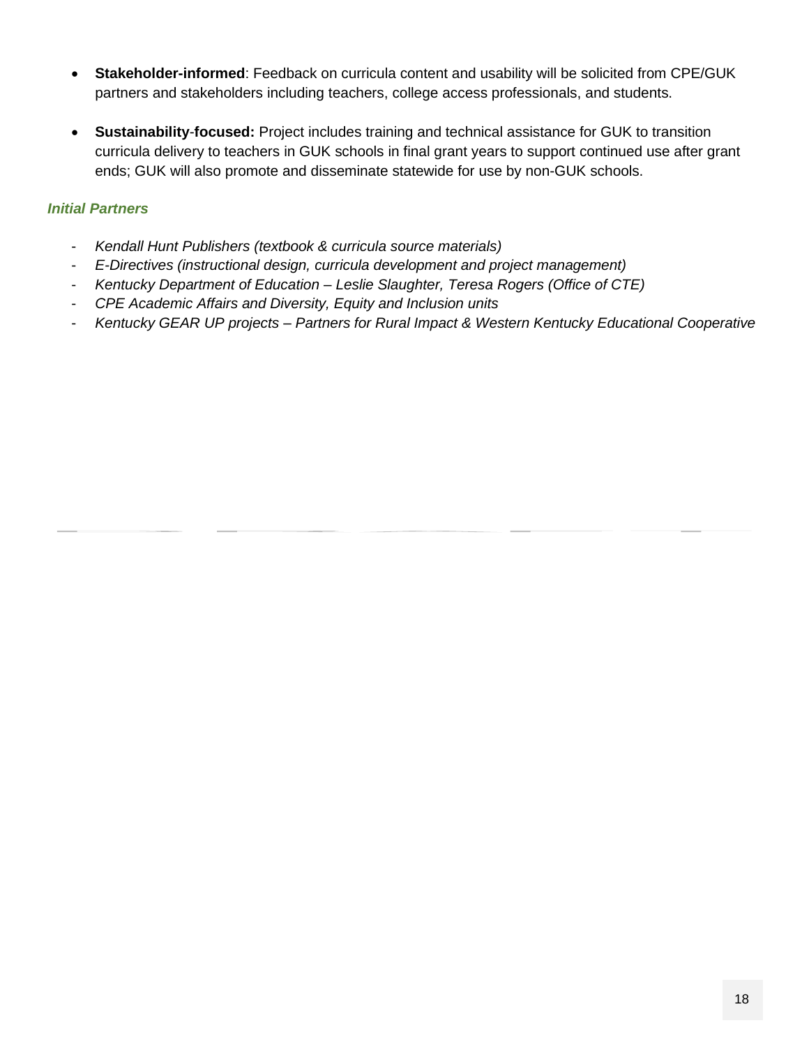- **Stakeholder-informed**: Feedback on curricula content and usability will be solicited from CPE/GUK partners and stakeholders including teachers, college access professionals, and students.

- **Sustainability-focused:** Project includes training and technical assistance for GUK to transition curricula delivery to teachers in GUK schools in final grant years to support continued use after grant ends; GUK will also promote and disseminate statewide for use by non-GUK schools.

### *Initial Partners*

- *Kendall Hunt Publishers (textbook & curricula source materials)*
- *E-Directives (instructional design, curricula development and project management)*
- *Kentucky Department of Education – Leslie Slaughter, Teresa Rogers (Office of CTE)*
- *CPE Academic Affairs and Diversity, Equity and Inclusion units*
- *Kentucky GEAR UP projects – Partners for Rural Impact & Western Kentucky Educational Cooperative*